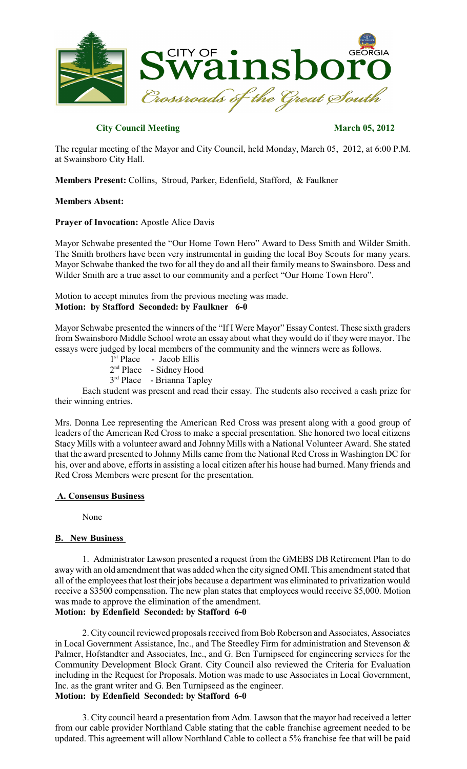**City Council Meeting** **March 05, 2012**

The regular meeting of the Mayor and City Council, held Monday, March 05, 2012, at 6:00 P.M. at Swainsboro City Hall.

**Members Present:** Collins, Stroud, Parker, Edenfield, Stafford, & Faulkner

**Members Absent:**

**Prayer of Invocation:** Apostle Alice Davis

Mayor Schwabe presented the "Our Home Town Hero" Award to Dess Smith and Wilder Smith. The Smith brothers have been very instrumental in guiding the local Boy Scouts for many years. Mayor Schwabe thanked the two for all they do and all their family means to Swainsboro. Dess and Wilder Smith are a true asset to our community and a perfect "Our Home Town Hero".

Motion to accept minutes from the previous meeting was made.
**Motion: by Stafford Seconded: by Faulkner 6-0**

Mayor Schwabe presented the winners of the "If I Were Mayor" Essay Contest. These sixth graders from Swainsboro Middle School wrote an essay about what they would do if they were mayor. The essays were judged by local members of the community and the winners were as follows.

1st Place - Jacob Ellis
2nd Place - Sidney Hood
3rd Place - Brianna Tapley

Each student was present and read their essay. The students also received a cash prize for their winning entries.

Mrs. Donna Lee representing the American Red Cross was present along with a good group of leaders of the American Red Cross to make a special presentation. She honored two local citizens Stacy Mills with a volunteer award and Johnny Mills with a National Volunteer Award. She stated that the award presented to Johnny Mills came from the National Red Cross in Washington DC for his, over and above, efforts in assisting a local citizen after his house had burned. Many friends and Red Cross Members were present for the presentation.

**A. Consensus Business**

None

**B. New Business**

1. Administrator Lawson presented a request from the GMEBS DB Retirement Plan to do away with an old amendment that was added when the city signed OMI. This amendment stated that all of the employees that lost their jobs because a department was eliminated to privatization would receive a $3500 compensation. The new plan states that employees would receive $5,000. Motion was made to approve the elimination of the amendment.
**Motion: by Edenfield Seconded: by Stafford 6-0**

2. City council reviewed proposals received from Bob Roberson and Associates, Associates in Local Government Assistance, Inc., and The Steedley Firm for administration and Stevenson & Palmer, Hofstandter and Associates, Inc., and G. Ben Turnipseed for engineering services for the Community Development Block Grant. City Council also reviewed the Criteria for Evaluation including in the Request for Proposals. Motion was made to use Associates in Local Government, Inc. as the grant writer and G. Ben Turnipseed as the engineer.
**Motion: by Edenfield Seconded: by Stafford 6-0**

3. City council heard a presentation from Adm. Lawson that the mayor had received a letter from our cable provider Northland Cable stating that the cable franchise agreement needed to be updated. This agreement will allow Northland Cable to collect a 5% franchise fee that will be paid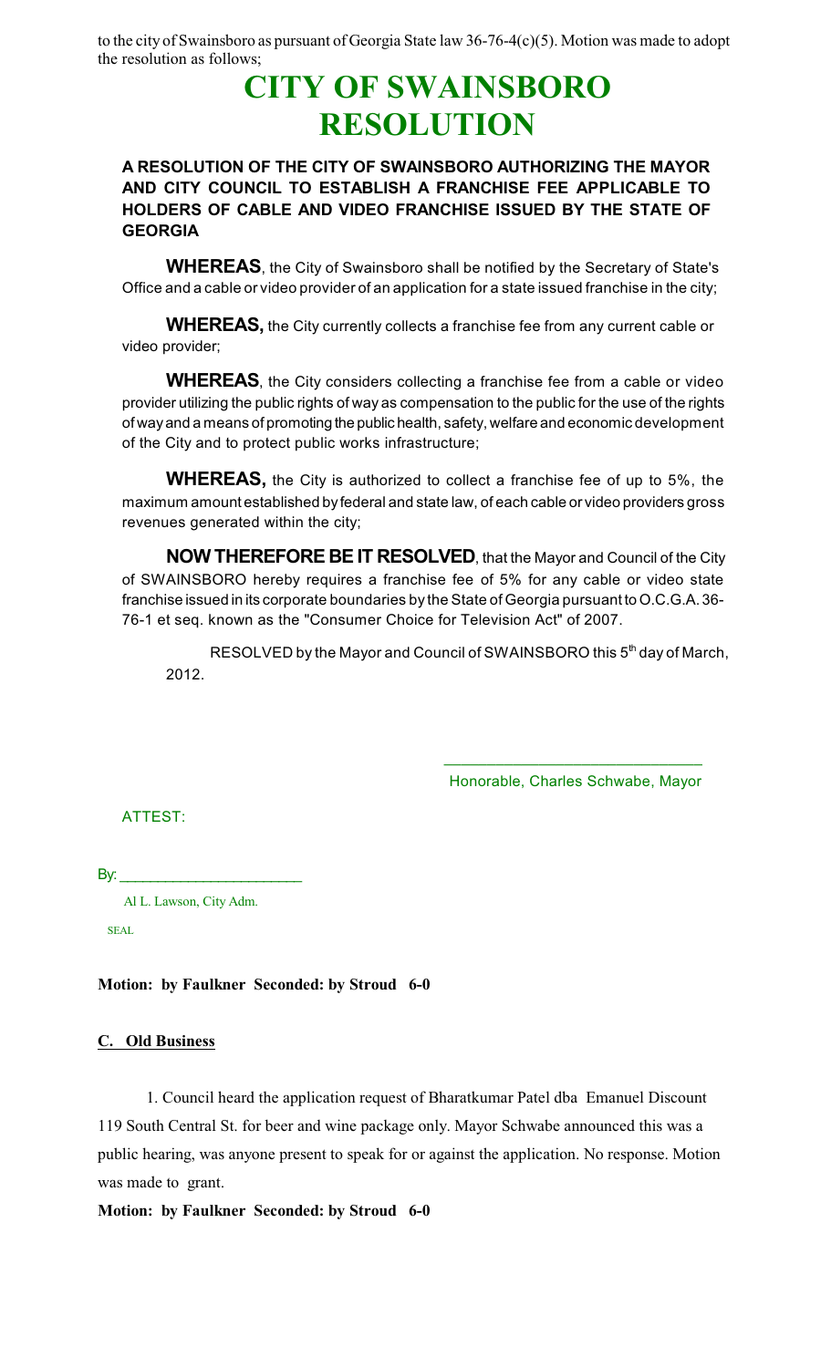to the city of Swainsboro as pursuant of Georgia State law 36-76-4(c)(5). Motion was made to adopt the resolution as follows;

# CITY OF SWAINSBORO RESOLUTION

**A RESOLUTION OF THE CITY OF SWAINSBORO AUTHORIZING THE MAYOR AND CITY COUNCIL TO ESTABLISH A FRANCHISE FEE APPLICABLE TO HOLDERS OF CABLE AND VIDEO FRANCHISE ISSUED BY THE STATE OF GEORGIA**

**WHEREAS**, the City of Swainsboro shall be notified by the Secretary of State's Office and a cable or video provider of an application for a state issued franchise in the city;

**WHEREAS,** the City currently collects a franchise fee from any current cable or video provider;

**WHEREAS**, the City considers collecting a franchise fee from a cable or video provider utilizing the public rights of way as compensation to the public for the use of the rights of way and a means of promoting the public health, safety, welfare and economic development of the City and to protect public works infrastructure;

**WHEREAS,** the City is authorized to collect a franchise fee of up to 5%, the maximum amount established by federal and state law, of each cable or video providers gross revenues generated within the city;

**NOW THEREFORE BE IT RESOLVED**, that the Mayor and Council of the City of SWAINSBORO hereby requires a franchise fee of 5% for any cable or video state franchise issued in its corporate boundaries by the State of Georgia pursuant to O.C.G.A. 36-76-1 et seq. known as the "Consumer Choice for Television Act" of 2007.

RESOLVED by the Mayor and Council of SWAINSBORO this 5th day of March, 2012.

______________________________
Honorable, Charles Schwabe, Mayor

ATTEST:

By: ______________________
Al L. Lawson, City Adm.

SEAL

**Motion: by Faulkner Seconded: by Stroud 6-0**

**C. Old Business**

1. Council heard the application request of Bharatkumar Patel dba Emanuel Discount 119 South Central St. for beer and wine package only. Mayor Schwabe announced this was a public hearing, was anyone present to speak for or against the application. No response. Motion was made to grant.

**Motion: by Faulkner Seconded: by Stroud 6-0**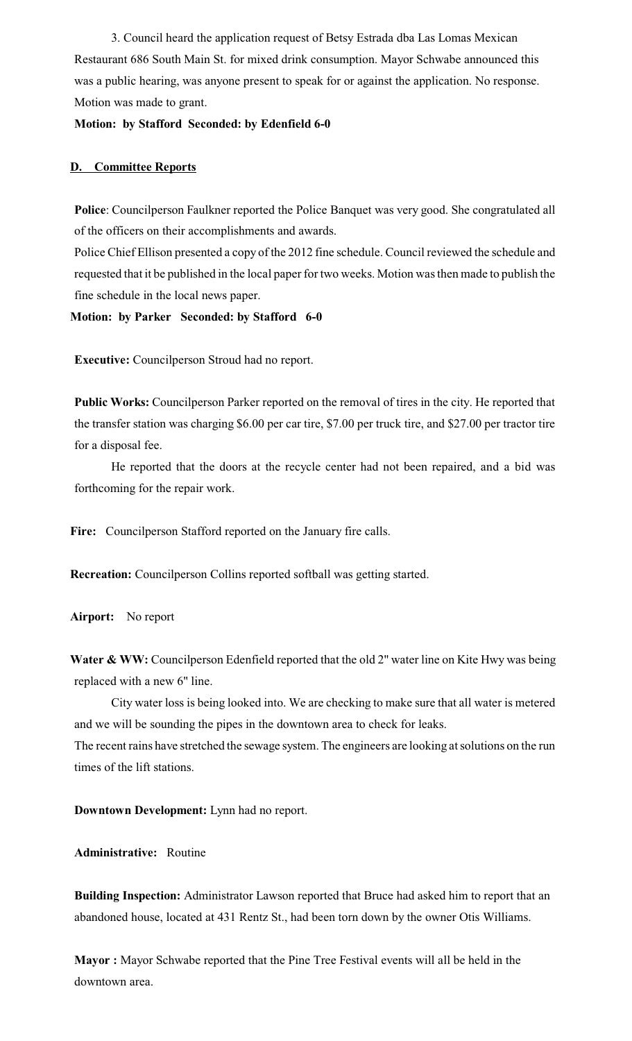3. Council heard the application request of Betsy Estrada dba Las Lomas Mexican Restaurant 686 South Main St. for mixed drink consumption. Mayor Schwabe announced this was a public hearing, was anyone present to speak for or against the application. No response. Motion was made to grant.

**Motion: by Stafford Seconded: by Edenfield 6-0**

## D. Committee Reports

**Police**: Councilperson Faulkner reported the Police Banquet was very good. She congratulated all of the officers on their accomplishments and awards.

Police Chief Ellison presented a copy of the 2012 fine schedule. Council reviewed the schedule and requested that it be published in the local paper for two weeks. Motion was then made to publish the fine schedule in the local news paper.

**Motion: by Parker Seconded: by Stafford 6-0**

**Executive:** Councilperson Stroud had no report.

**Public Works:** Councilperson Parker reported on the removal of tires in the city. He reported that the transfer station was charging $6.00 per car tire, $7.00 per truck tire, and $27.00 per tractor tire for a disposal fee.

He reported that the doors at the recycle center had not been repaired, and a bid was forthcoming for the repair work.

**Fire:** Councilperson Stafford reported on the January fire calls.

**Recreation:** Councilperson Collins reported softball was getting started.

**Airport:** No report

**Water & WW:** Councilperson Edenfield reported that the old 2" water line on Kite Hwy was being replaced with a new 6" line.

City water loss is being looked into. We are checking to make sure that all water is metered and we will be sounding the pipes in the downtown area to check for leaks.

The recent rains have stretched the sewage system. The engineers are looking at solutions on the run times of the lift stations.

**Downtown Development:** Lynn had no report.

**Administrative:** Routine

**Building Inspection:** Administrator Lawson reported that Bruce had asked him to report that an abandoned house, located at 431 Rentz St., had been torn down by the owner Otis Williams.

**Mayor :** Mayor Schwabe reported that the Pine Tree Festival events will all be held in the downtown area.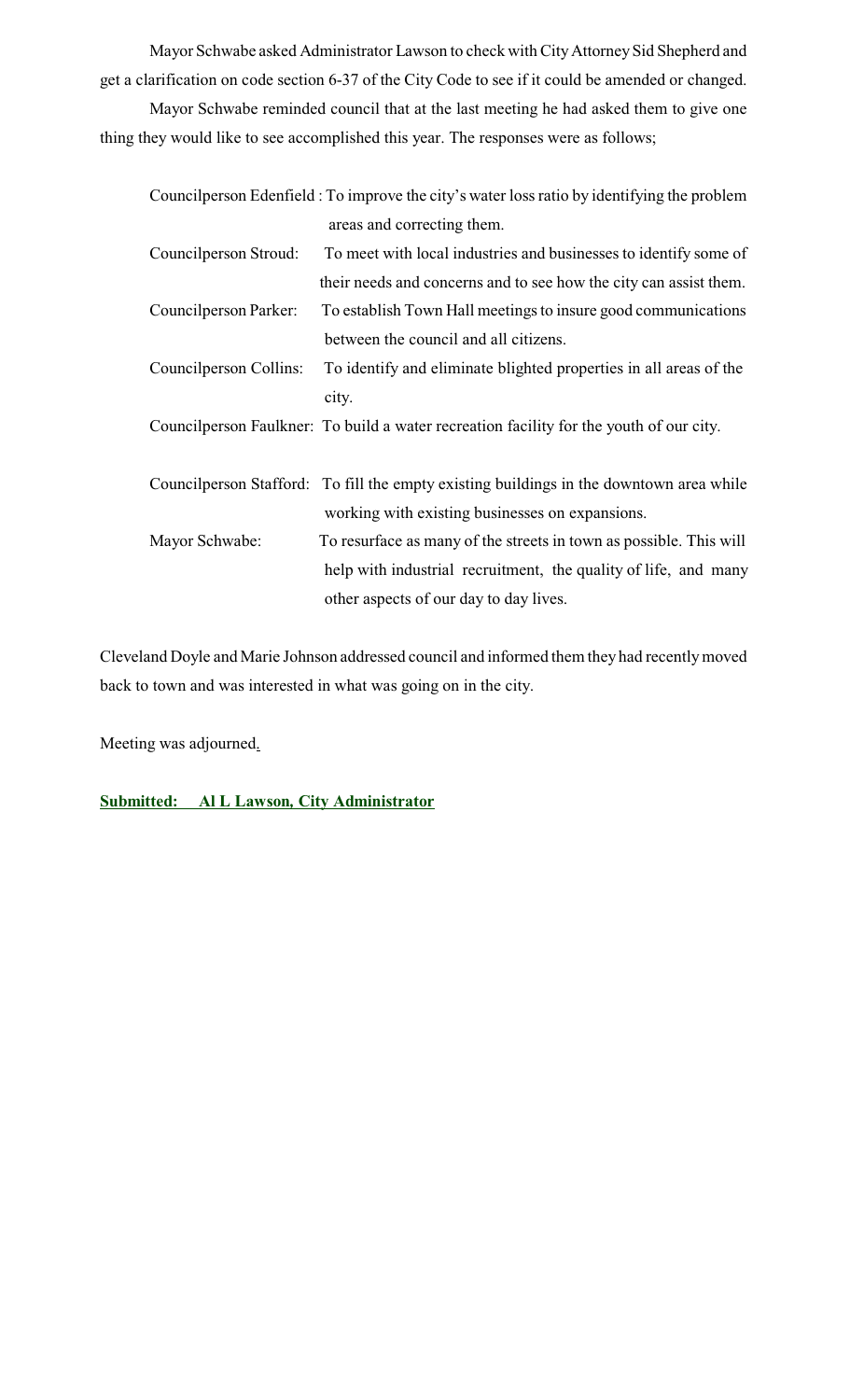Mayor Schwabe asked Administrator Lawson to check with City Attorney Sid Shepherd and get a clarification on code section 6-37 of the City Code to see if it could be amended or changed.

Mayor Schwabe reminded council that at the last meeting he had asked them to give one thing they would like to see accomplished this year. The responses were as follows;

| | |
|---|---|
| Councilperson Edenfield : | To improve the city's water loss ratio by identifying the problem areas and correcting them. |
| Councilperson Stroud: | To meet with local industries and businesses to identify some of their needs and concerns and to see how the city can assist them. |
| Councilperson Parker: | To establish Town Hall meetings to insure good communications between the council and all citizens. |
| Councilperson Collins: | To identify and eliminate blighted properties in all areas of the city. |
| Councilperson Faulkner: | To build a water recreation facility for the youth of our city. |
| Councilperson Stafford: | To fill the empty existing buildings in the downtown area while working with existing businesses on expansions. |
| Mayor Schwabe: | To resurface as many of the streets in town as possible. This will help with industrial recruitment, the quality of life, and many other aspects of our day to day lives. |

Cleveland Doyle and Marie Johnson addressed council and informed them they had recently moved back to town and was interested in what was going on in the city.

Meeting was adjourned.

**Submitted: Al L Lawson, City Administrator**